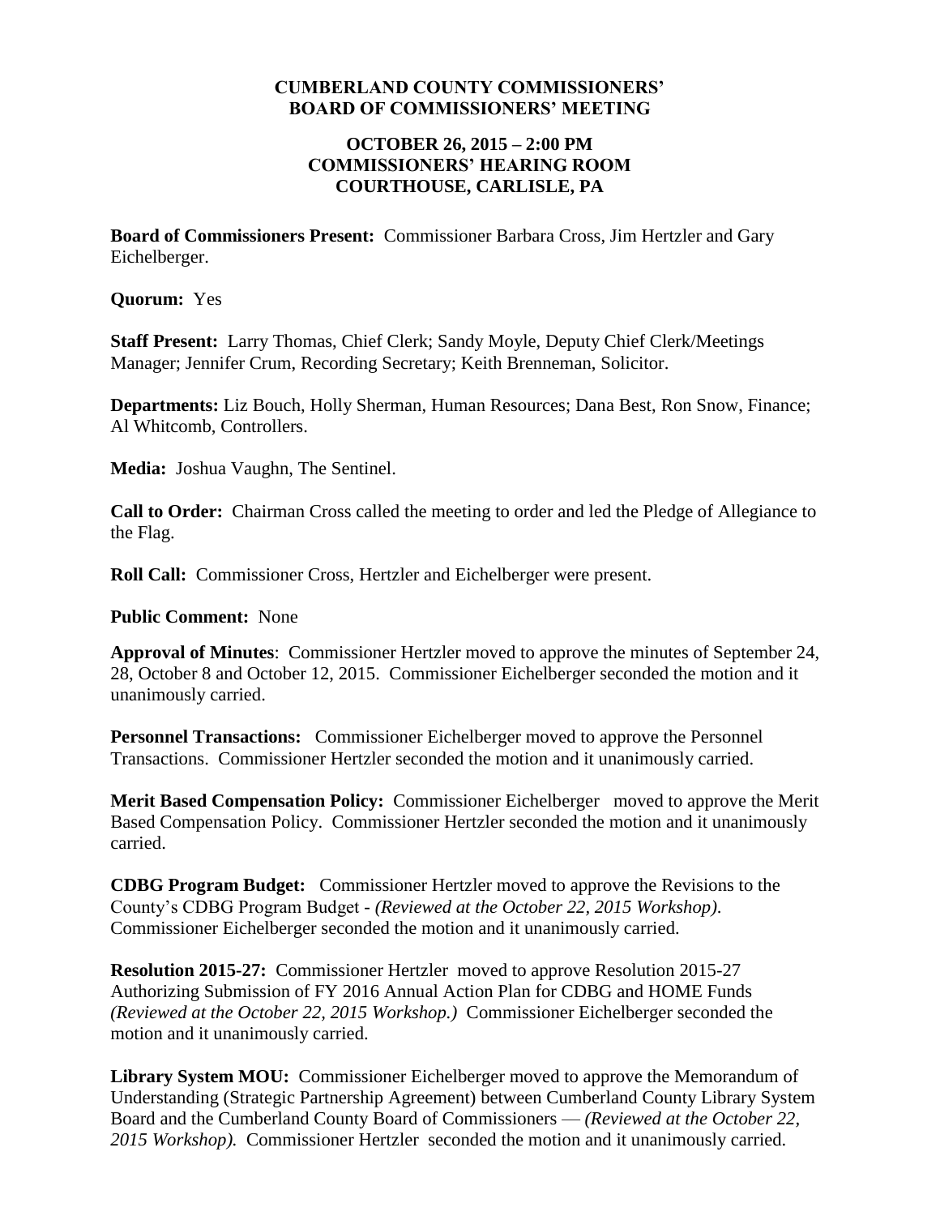# CUMBERLAND COUNTY COMMISSIONERS' BOARD OF COMMISSIONERS' MEETING

## OCTOBER 26, 2015 – 2:00 PM COMMISSIONERS' HEARING ROOM COURTHOUSE, CARLISLE, PA

**Board of Commissioners Present:** Commissioner Barbara Cross, Jim Hertzler and Gary Eichelberger.

**Quorum:** Yes

**Staff Present:** Larry Thomas, Chief Clerk; Sandy Moyle, Deputy Chief Clerk/Meetings Manager; Jennifer Crum, Recording Secretary; Keith Brenneman, Solicitor.

**Departments:** Liz Bouch, Holly Sherman, Human Resources; Dana Best, Ron Snow, Finance; Al Whitcomb, Controllers.

**Media:** Joshua Vaughn, The Sentinel.

**Call to Order:** Chairman Cross called the meeting to order and led the Pledge of Allegiance to the Flag.

**Roll Call:** Commissioner Cross, Hertzler and Eichelberger were present.

**Public Comment:** None

**Approval of Minutes**: Commissioner Hertzler moved to approve the minutes of September 24, 28, October 8 and October 12, 2015. Commissioner Eichelberger seconded the motion and it unanimously carried.

**Personnel Transactions:** Commissioner Eichelberger moved to approve the Personnel Transactions. Commissioner Hertzler seconded the motion and it unanimously carried.

**Merit Based Compensation Policy:** Commissioner Eichelberger moved to approve the Merit Based Compensation Policy. Commissioner Hertzler seconded the motion and it unanimously carried.

**CDBG Program Budget:** Commissioner Hertzler moved to approve the Revisions to the County's CDBG Program Budget - *(Reviewed at the October 22, 2015 Workshop).* Commissioner Eichelberger seconded the motion and it unanimously carried.

**Resolution 2015-27:** Commissioner Hertzler moved to approve Resolution 2015-27 Authorizing Submission of FY 2016 Annual Action Plan for CDBG and HOME Funds *(Reviewed at the October 22, 2015 Workshop.)* Commissioner Eichelberger seconded the motion and it unanimously carried.

**Library System MOU:** Commissioner Eichelberger moved to approve the Memorandum of Understanding (Strategic Partnership Agreement) between Cumberland County Library System Board and the Cumberland County Board of Commissioners — *(Reviewed at the October 22, 2015 Workshop).* Commissioner Hertzler seconded the motion and it unanimously carried.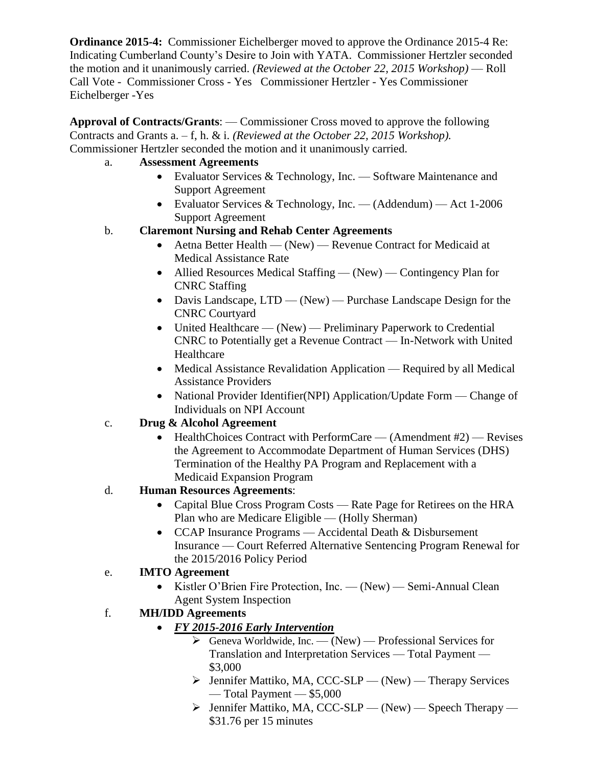**Ordinance 2015-4:** Commissioner Eichelberger moved to approve the Ordinance 2015-4 Re: Indicating Cumberland County's Desire to Join with YATA. Commissioner Hertzler seconded the motion and it unanimously carried. *(Reviewed at the October 22, 2015 Workshop)* — Roll Call Vote - Commissioner Cross - Yes Commissioner Hertzler - Yes Commissioner Eichelberger -Yes

**Approval of Contracts/Grants**: — Commissioner Cross moved to approve the following Contracts and Grants a. – f, h. & i. *(Reviewed at the October 22, 2015 Workshop).* Commissioner Hertzler seconded the motion and it unanimously carried.

a. **Assessment Agreements**
- Evaluator Services & Technology, Inc. — Software Maintenance and Support Agreement
- Evaluator Services & Technology, Inc. — (Addendum) — Act 1-2006 Support Agreement

b. **Claremont Nursing and Rehab Center Agreements**
- Aetna Better Health — (New) — Revenue Contract for Medicaid at Medical Assistance Rate
- Allied Resources Medical Staffing — (New) — Contingency Plan for CNRC Staffing
- Davis Landscape, LTD — (New) — Purchase Landscape Design for the CNRC Courtyard
- United Healthcare — (New) — Preliminary Paperwork to Credential CNRC to Potentially get a Revenue Contract — In-Network with United Healthcare
- Medical Assistance Revalidation Application — Required by all Medical Assistance Providers
- National Provider Identifier(NPI) Application/Update Form — Change of Individuals on NPI Account

c. **Drug & Alcohol Agreement**
- HealthChoices Contract with PerformCare — (Amendment #2) — Revises the Agreement to Accommodate Department of Human Services (DHS) Termination of the Healthy PA Program and Replacement with a Medicaid Expansion Program

d. **Human Resources Agreements**:
- Capital Blue Cross Program Costs — Rate Page for Retirees on the HRA Plan who are Medicare Eligible — (Holly Sherman)
- CCAP Insurance Programs — Accidental Death & Disbursement Insurance — Court Referred Alternative Sentencing Program Renewal for the 2015/2016 Policy Period

e. **IMTO Agreement**
- Kistler O'Brien Fire Protection, Inc. — (New) — Semi-Annual Clean Agent System Inspection

f. **MH/IDD Agreements**
- ***FY 2015-2016 Early Intervention***
  - Geneva Worldwide, Inc. — (New) — Professional Services for Translation and Interpretation Services — Total Payment — \$3,000
  - Jennifer Mattiko, MA, CCC-SLP — (New) — Therapy Services — Total Payment — \$5,000
  - Jennifer Mattiko, MA, CCC-SLP — (New) — Speech Therapy — \$31.76 per 15 minutes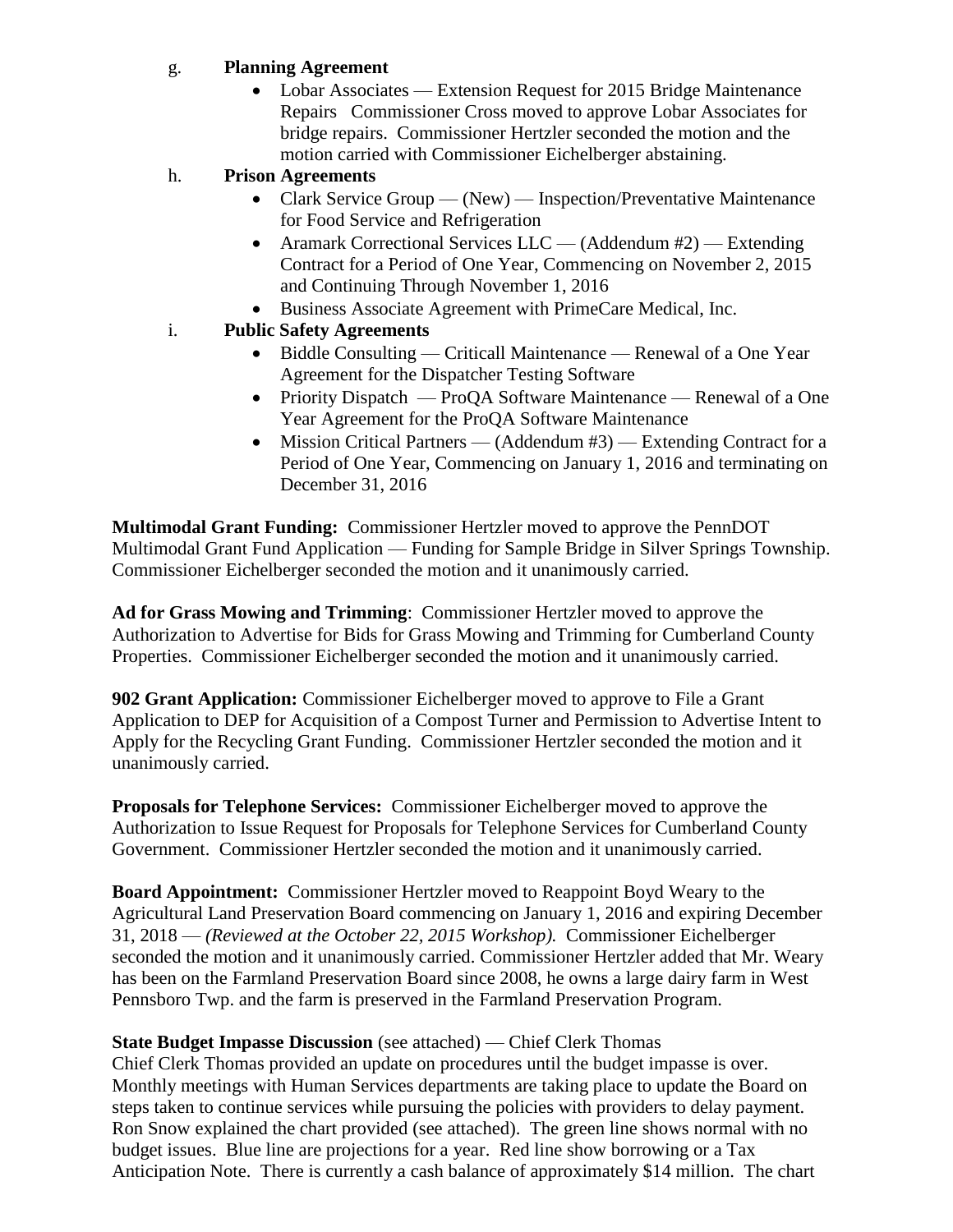g. **Planning Agreement**

- Lobar Associates — Extension Request for 2015 Bridge Maintenance Repairs  Commissioner Cross moved to approve Lobar Associates for bridge repairs. Commissioner Hertzler seconded the motion and the motion carried with Commissioner Eichelberger abstaining.

h. **Prison Agreements**

- Clark Service Group — (New) — Inspection/Preventative Maintenance for Food Service and Refrigeration
- Aramark Correctional Services LLC — (Addendum #2) — Extending Contract for a Period of One Year, Commencing on November 2, 2015 and Continuing Through November 1, 2016
- Business Associate Agreement with PrimeCare Medical, Inc.

i. **Public Safety Agreements**

- Biddle Consulting — Criticall Maintenance — Renewal of a One Year Agreement for the Dispatcher Testing Software
- Priority Dispatch — ProQA Software Maintenance — Renewal of a One Year Agreement for the ProQA Software Maintenance
- Mission Critical Partners — (Addendum #3) — Extending Contract for a Period of One Year, Commencing on January 1, 2016 and terminating on December 31, 2016

**Multimodal Grant Funding:** Commissioner Hertzler moved to approve the PennDOT Multimodal Grant Fund Application — Funding for Sample Bridge in Silver Springs Township. Commissioner Eichelberger seconded the motion and it unanimously carried.

**Ad for Grass Mowing and Trimming**: Commissioner Hertzler moved to approve the Authorization to Advertise for Bids for Grass Mowing and Trimming for Cumberland County Properties. Commissioner Eichelberger seconded the motion and it unanimously carried.

**902 Grant Application:** Commissioner Eichelberger moved to approve to File a Grant Application to DEP for Acquisition of a Compost Turner and Permission to Advertise Intent to Apply for the Recycling Grant Funding. Commissioner Hertzler seconded the motion and it unanimously carried.

**Proposals for Telephone Services:** Commissioner Eichelberger moved to approve the Authorization to Issue Request for Proposals for Telephone Services for Cumberland County Government. Commissioner Hertzler seconded the motion and it unanimously carried.

**Board Appointment:** Commissioner Hertzler moved to Reappoint Boyd Weary to the Agricultural Land Preservation Board commencing on January 1, 2016 and expiring December 31, 2018 — *(Reviewed at the October 22, 2015 Workshop).* Commissioner Eichelberger seconded the motion and it unanimously carried. Commissioner Hertzler added that Mr. Weary has been on the Farmland Preservation Board since 2008, he owns a large dairy farm in West Pennsboro Twp. and the farm is preserved in the Farmland Preservation Program.

**State Budget Impasse Discussion** (see attached) — Chief Clerk Thomas
Chief Clerk Thomas provided an update on procedures until the budget impasse is over. Monthly meetings with Human Services departments are taking place to update the Board on steps taken to continue services while pursuing the policies with providers to delay payment. Ron Snow explained the chart provided (see attached). The green line shows normal with no budget issues. Blue line are projections for a year. Red line show borrowing or a Tax Anticipation Note. There is currently a cash balance of approximately $14 million. The chart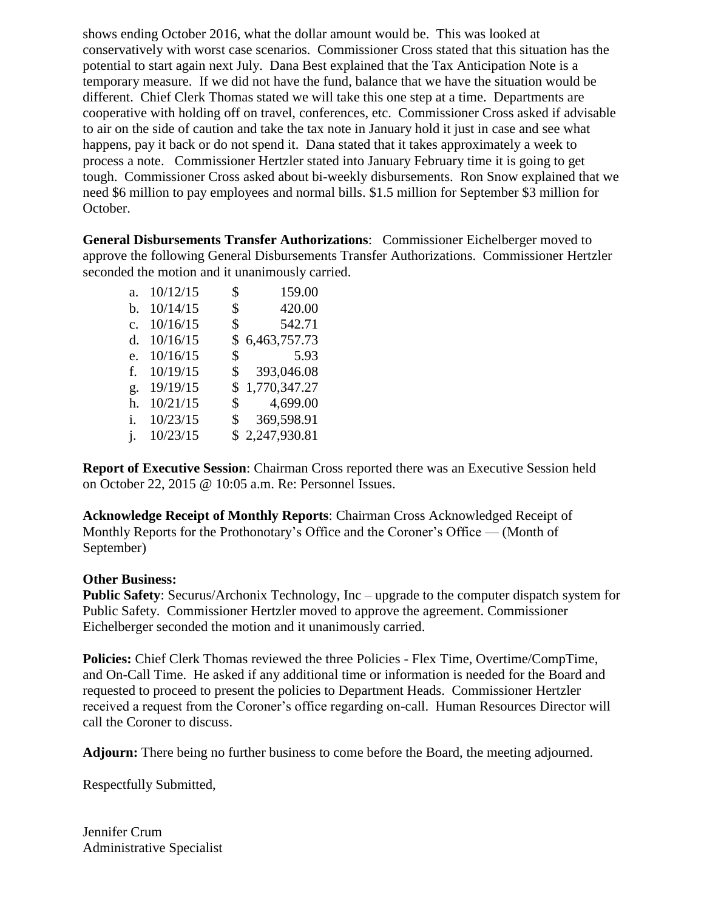shows ending October 2016, what the dollar amount would be. This was looked at conservatively with worst case scenarios. Commissioner Cross stated that this situation has the potential to start again next July. Dana Best explained that the Tax Anticipation Note is a temporary measure. If we did not have the fund, balance that we have the situation would be different. Chief Clerk Thomas stated we will take this one step at a time. Departments are cooperative with holding off on travel, conferences, etc. Commissioner Cross asked if advisable to air on the side of caution and take the tax note in January hold it just in case and see what happens, pay it back or do not spend it. Dana stated that it takes approximately a week to process a note. Commissioner Hertzler stated into January February time it is going to get tough. Commissioner Cross asked about bi-weekly disbursements. Ron Snow explained that we need $6 million to pay employees and normal bills. $1.5 million for September $3 million for October.

**General Disbursements Transfer Authorizations**: Commissioner Eichelberger moved to approve the following General Disbursements Transfer Authorizations. Commissioner Hertzler seconded the motion and it unanimously carried.

| | | |
|---|---|---|
| a. | 10/12/15 | $ 159.00 |
| b. | 10/14/15 | $ 420.00 |
| c. | 10/16/15 | $ 542.71 |
| d. | 10/16/15 | $ 6,463,757.73 |
| e. | 10/16/15 | $ 5.93 |
| f. | 10/19/15 | $ 393,046.08 |
| g. | 19/19/15 | $ 1,770,347.27 |
| h. | 10/21/15 | $ 4,699.00 |
| i. | 10/23/15 | $ 369,598.91 |
| j. | 10/23/15 | $ 2,247,930.81 |

**Report of Executive Session**: Chairman Cross reported there was an Executive Session held on October 22, 2015 @ 10:05 a.m. Re: Personnel Issues.

**Acknowledge Receipt of Monthly Reports**: Chairman Cross Acknowledged Receipt of Monthly Reports for the Prothonotary's Office and the Coroner's Office — (Month of September)

**Other Business:**

**Public Safety**: Securus/Archonix Technology, Inc – upgrade to the computer dispatch system for Public Safety. Commissioner Hertzler moved to approve the agreement. Commissioner Eichelberger seconded the motion and it unanimously carried.

**Policies:** Chief Clerk Thomas reviewed the three Policies - Flex Time, Overtime/CompTime, and On-Call Time. He asked if any additional time or information is needed for the Board and requested to proceed to present the policies to Department Heads. Commissioner Hertzler received a request from the Coroner's office regarding on-call. Human Resources Director will call the Coroner to discuss.

**Adjourn:** There being no further business to come before the Board, the meeting adjourned.

Respectfully Submitted,

Jennifer Crum
Administrative Specialist